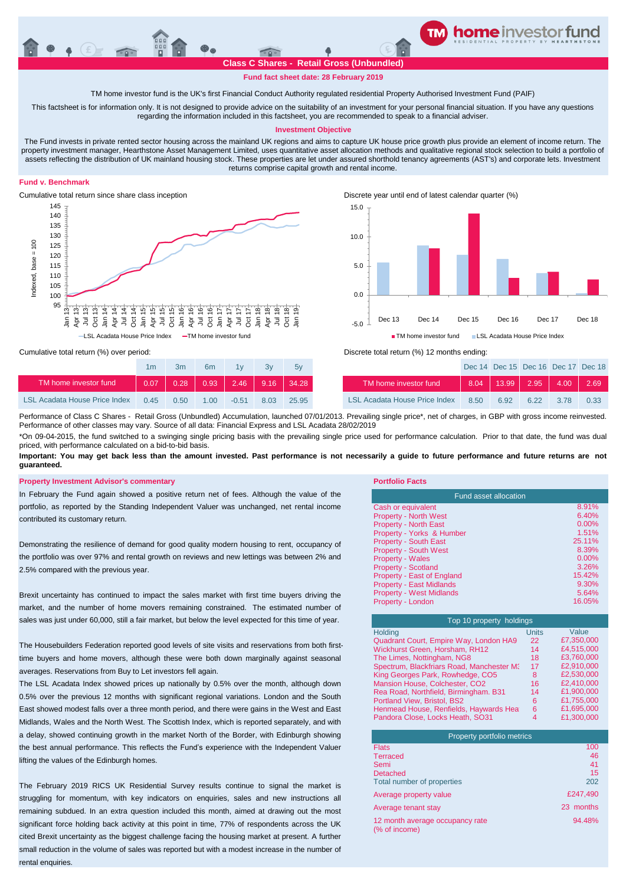# Class C Shares - Retail Gross (Unbundled)

**Fund fact sheet date: 28 February 2019**

TM home investor fund is the UK's first Financial Conduct Authority regulated residential Property Authorised Investment Fund (PAIF)

This factsheet is for information only. It is not designed to provide advice on the suitability of an investment for your personal financial situation. If you have any questions regarding the information included in this factsheet, you are recommended to speak to a financial adviser.

## Investment Objective

The Fund invests in private rented sector housing across the mainland UK regions and aims to capture UK house price growth plus provide an element of income return. The property investment manager, Hearthstone Asset Management Limited, uses quantitative asset allocation methods and qualitative regional stock selection to build a portfolio of assets reflecting the distribution of UK mainland housing stock. These properties are let under assured shorthold tenancy agreements (AST's) and corporate lets. Investment returns comprise capital growth and rental income.

## Fund v. Benchmark

Cumulative total return since share class inception

Indexed, base = 100

—LSL Acadata House Price Index —TM home investor fund

Discrete year until end of latest calendar quarter (%)

■ TM home investor fund ■ LSL Acadata House Price Index

Cumulative total return (%) over period:

| | 1m | 3m | 6m | 1y | 3y | 5y |
|---|---|---|---|---|---|---|
| TM home investor fund | 0.07 | 0.28 | 0.93 | 2.46 | 9.16 | 34.28 |
| LSL Acadata House Price Index | 0.45 | 0.50 | 1.00 | -0.51 | 8.03 | 25.95 |

Discrete total return (%) 12 months ending:

| | Dec 14 | Dec 15 | Dec 16 | Dec 17 | Dec 18 |
|---|---|---|---|---|---|
| TM home investor fund | 8.04 | 13.99 | 2.95 | 4.00 | 2.69 |
| LSL Acadata House Price Index | 8.50 | 6.92 | 6.22 | 3.78 | 0.33 |

Performance of Class C Shares - Retail Gross (Unbundled) Accumulation, launched 07/01/2013. Prevailing single price*, net of charges, in GBP with gross income reinvested. Performance of other classes may vary. Source of all data: Financial Express and LSL Acadata 28/02/2019

*On 09-04-2015, the fund switched to a swinging single pricing basis with the prevailing single price used for performance calculation. Prior to that date, the fund was dual priced, with performance calculated on a bid-to-bid basis.

**Important: You may get back less than the amount invested. Past performance is not necessarily a guide to future performance and future returns are not guaranteed.**

## Property Investment Advisor's commentary

In February the Fund again showed a positive return net of fees. Although the value of the portfolio, as reported by the Standing Independent Valuer was unchanged, net rental income contributed its customary return.

Demonstrating the resilience of demand for good quality modern housing to rent, occupancy of the portfolio was over 97% and rental growth on reviews and new lettings was between 2% and 2.5% compared with the previous year.

Brexit uncertainty has continued to impact the sales market with first time buyers driving the market, and the number of home movers remaining constrained. The estimated number of sales was just under 60,000, still a fair market, but below the level expected for this time of year.

The Housebuilders Federation reported good levels of site visits and reservations from both first-time buyers and home movers, although these were both down marginally against seasonal averages. Reservations from Buy to Let investors fell again.

The LSL Acadata Index showed prices up nationally by 0.5% over the month, although down 0.5% over the previous 12 months with significant regional variations. London and the South East showed modest falls over a three month period, and there were gains in the West and East Midlands, Wales and the North West. The Scottish Index, which is reported separately, and with a delay, showed continuing growth in the market North of the Border, with Edinburgh showing the best annual performance. This reflects the Fund's experience with the Independent Valuer lifting the values of the Edinburgh homes.

The February 2019 RICS UK Residential Survey results continue to signal the market is struggling for momentum, with key indicators on enquiries, sales and new instructions all remaining subdued. In an extra question included this month, aimed at drawing out the most significant force holding back activity at this point in time, 77% of respondents across the UK cited Brexit uncertainty as the biggest challenge facing the housing market at present. A further small reduction in the volume of sales was reported but with a modest increase in the number of rental enquiries.

## Portfolio Facts

| Fund asset allocation | |
|---|---|
| Cash or equivalent | 8.91% |
| Property - North West | 6.40% |
| Property - North East | 0.00% |
| Property - Yorks & Humber | 1.51% |
| Property - South East | 25.11% |
| Property - South West | 8.39% |
| Property - Wales | 0.00% |
| Property - Scotland | 3.26% |
| Property - East of England | 15.42% |
| Property - East Midlands | 9.30% |
| Property - West Midlands | 5.64% |
| Property - London | 16.05% |

**Top 10 property holdings**

| Holding | Units | Value |
|---|---|---|
| Quadrant Court, Empire Way, London HA9 | 22 | £7,350,000 |
| Wickhurst Green, Horsham, RH12 | 14 | £4,515,000 |
| The Limes, Nottingham, NG8 | 18 | £3,760,000 |
| Spectrum, Blackfriars Road, Manchester M3 | 17 | £2,910,000 |
| King Georges Park, Rowhedge, CO5 | 8 | £2,530,000 |
| Mansion House, Colchester, CO2 | 16 | £2,410,000 |
| Rea Road, Northfield, Birmingham. B31 | 14 | £1,900,000 |
| Portland View, Bristol, BS2 | 6 | £1,755,000 |
| Henmead House, Renfields, Haywards Hea | 6 | £1,695,000 |
| Pandora Close, Locks Heath, SO31 | 4 | £1,300,000 |

| Property portfolio metrics | |
|---|---|
| Flats | 100 |
| Terraced | 46 |
| Semi | 41 |
| Detached | 15 |
| Total number of properties | 202 |
| Average property value | £247,490 |
| Average tenant stay | 23 months |
| 12 month average occupancy rate (% of income) | 94.48% |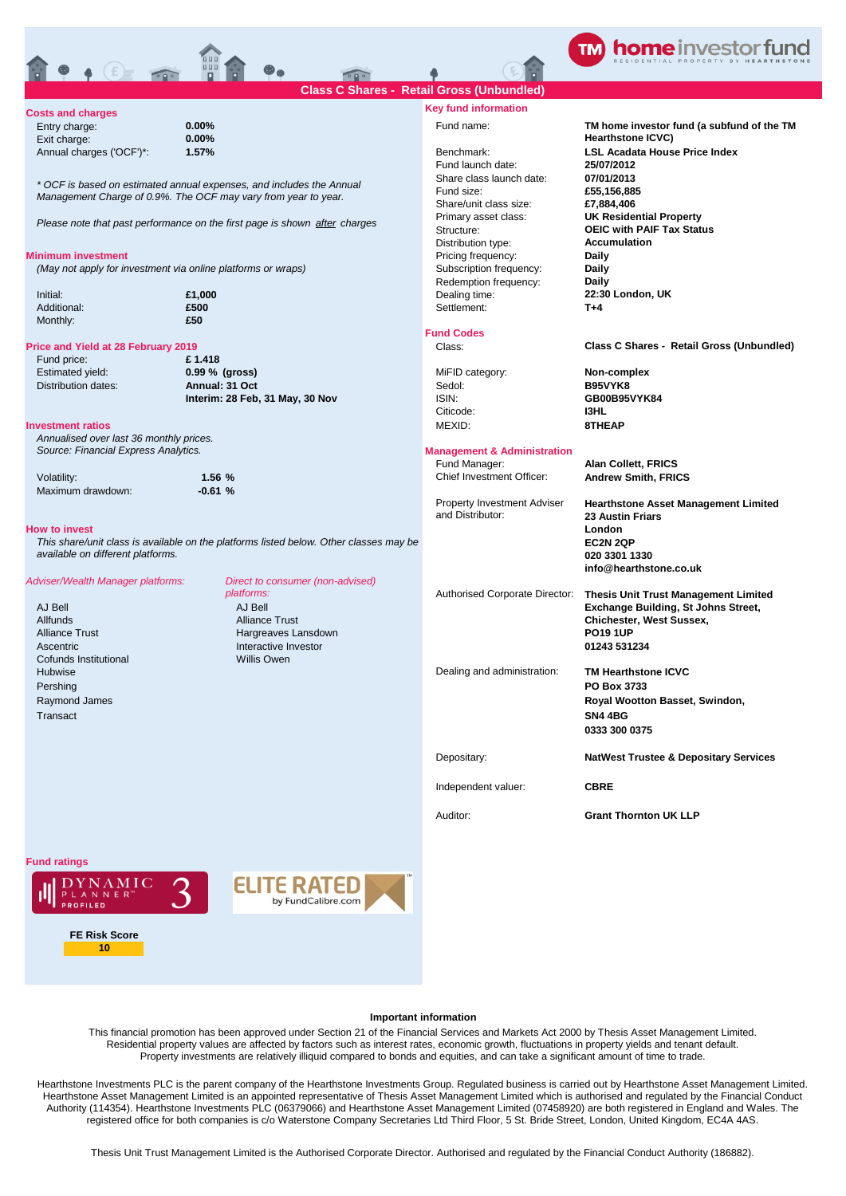## Class C Shares - Retail Gross (Unbundled)

### Costs and charges

| | |
|---|---|
| Entry charge: | **0.00%** |
| Exit charge: | **0.00%** |
| Annual charges ('OCF')*: | **1.57%** |

*\* OCF is based on estimated annual expenses, and includes the Annual Management Charge of 0.9%. The OCF may vary from year to year.*

*Please note that past performance on the first page is shown after charges*

### Minimum investment

*(May not apply for investment via online platforms or wraps)*

| | |
|---|---|
| Initial: | **£1,000** |
| Additional: | **£500** |
| Monthly: | **£50** |

### Price and Yield at 28 February 2019

| | |
|---|---|
| Fund price: | **£ 1.418** |
| Estimated yield: | **0.99 % (gross)** |
| Distribution dates: | **Annual: 31 Oct**<br>**Interim: 28 Feb, 31 May, 30 Nov** |

### Investment ratios

*Annualised over last 36 monthly prices.*
*Source: Financial Express Analytics.*

| | |
|---|---|
| Volatility: | **1.56 %** |
| Maximum drawdown: | **-0.61 %** |

### How to invest

*This share/unit class is available on the platforms listed below. Other classes may be available on different platforms.*

*Adviser/Wealth Manager platforms:*

- AJ Bell
- Allfunds
- Alliance Trust
- Ascentric
- Cofunds Institutional
- Hubwise
- Pershing
- Raymond James
- Transact

*Direct to consumer (non-advised) platforms:*

- AJ Bell
- Alliance Trust
- Hargreaves Lansdown
- Interactive Investor
- Willis Owen

### Fund ratings

DYNAMIC PLANNER PROFILED 3

ELITE RATED by FundCalibre.com

FE Risk Score
10

### Key fund information

| | |
|---|---|
| Fund name: | **TM home investor fund (a subfund of the TM Hearthstone ICVC)** |
| Benchmark: | **LSL Acadata House Price Index** |
| Fund launch date: | **25/07/2012** |
| Share class launch date: | **07/01/2013** |
| Fund size: | **£55,156,885** |
| Share/unit class size: | **£7,884,406** |
| Primary asset class: | **UK Residential Property** |
| Structure: | **OEIC with PAIF Tax Status** |
| Distribution type: | **Accumulation** |
| Pricing frequency: | **Daily** |
| Subscription frequency: | **Daily** |
| Redemption frequency: | **Daily** |
| Dealing time: | **22:30 London, UK** |
| Settlement: | **T+4** |

### Fund Codes

| | |
|---|---|
| Class: | **Class C Shares - Retail Gross (Unbundled)** |
| MiFID category: | **Non-complex** |
| Sedol: | **B95VYK8** |
| ISIN: | **GB00B95VYK84** |
| Citicode: | **I3HL** |
| MEXID: | **8THEAP** |

### Management & Administration

| | |
|---|---|
| Fund Manager: | **Alan Collett, FRICS** |
| Chief Investment Officer: | **Andrew Smith, FRICS** |
| Property Investment Adviser and Distributor: | **Hearthstone Asset Management Limited**<br>**23 Austin Friars**<br>**London**<br>**EC2N 2QP**<br>**020 3301 1330**<br>**info@hearthstone.co.uk** |
| Authorised Corporate Director: | **Thesis Unit Trust Management Limited**<br>**Exchange Building, St Johns Street,**<br>**Chichester, West Sussex,**<br>**PO19 1UP**<br>**01243 531234** |
| Dealing and administration: | **TM Hearthstone ICVC**<br>**PO Box 3733**<br>**Royal Wootton Basset, Swindon,**<br>**SN4 4BG**<br>**0333 300 0375** |
| Depositary: | **NatWest Trustee & Depositary Services** |
| Independent valuer: | **CBRE** |
| Auditor: | **Grant Thornton UK LLP** |

### Important information

This financial promotion has been approved under Section 21 of the Financial Services and Markets Act 2000 by Thesis Asset Management Limited. Residential property values are affected by factors such as interest rates, economic growth, fluctuations in property yields and tenant default. Property investments are relatively illiquid compared to bonds and equities, and can take a significant amount of time to trade.

Hearthstone Investments PLC is the parent company of the Hearthstone Investments Group. Regulated business is carried out by Hearthstone Asset Management Limited. Hearthstone Asset Management Limited is an appointed representative of Thesis Asset Management Limited which is authorised and regulated by the Financial Conduct Authority (114354). Hearthstone Investments PLC (06379066) and Hearthstone Asset Management Limited (07458920) are both registered in England and Wales. The registered office for both companies is c/o Waterstone Company Secretaries Ltd Third Floor, 5 St. Bride Street, London, United Kingdom, EC4A 4AS.

Thesis Unit Trust Management Limited is the Authorised Corporate Director. Authorised and regulated by the Financial Conduct Authority (186882).